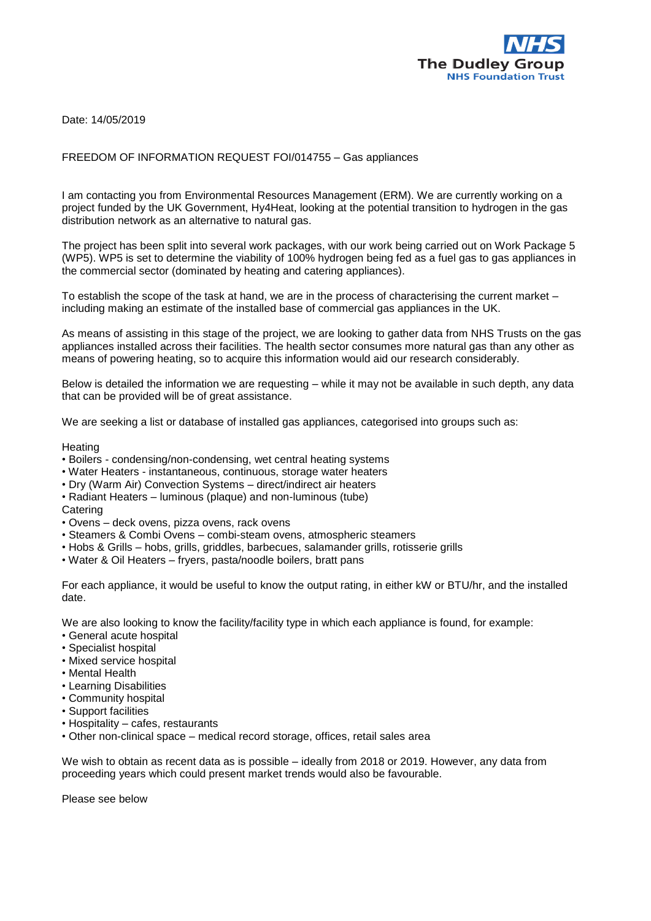NHS
The Dudley Group
NHS Foundation Trust

Date: 14/05/2019

FREEDOM OF INFORMATION REQUEST FOI/014755 – Gas appliances

I am contacting you from Environmental Resources Management (ERM). We are currently working on a project funded by the UK Government, Hy4Heat, looking at the potential transition to hydrogen in the gas distribution network as an alternative to natural gas.

The project has been split into several work packages, with our work being carried out on Work Package 5 (WP5). WP5 is set to determine the viability of 100% hydrogen being fed as a fuel gas to gas appliances in the commercial sector (dominated by heating and catering appliances).

To establish the scope of the task at hand, we are in the process of characterising the current market – including making an estimate of the installed base of commercial gas appliances in the UK.

As means of assisting in this stage of the project, we are looking to gather data from NHS Trusts on the gas appliances installed across their facilities. The health sector consumes more natural gas than any other as means of powering heating, so to acquire this information would aid our research considerably.

Below is detailed the information we are requesting – while it may not be available in such depth, any data that can be provided will be of great assistance.

We are seeking a list or database of installed gas appliances, categorised into groups such as:

Heating
- Boilers - condensing/non-condensing, wet central heating systems
- Water Heaters - instantaneous, continuous, storage water heaters
- Dry (Warm Air) Convection Systems – direct/indirect air heaters
- Radiant Heaters – luminous (plaque) and non-luminous (tube)

Catering
- Ovens – deck ovens, pizza ovens, rack ovens
- Steamers & Combi Ovens – combi-steam ovens, atmospheric steamers
- Hobs & Grills – hobs, grills, griddles, barbecues, salamander grills, rotisserie grills
- Water & Oil Heaters – fryers, pasta/noodle boilers, bratt pans

For each appliance, it would be useful to know the output rating, in either kW or BTU/hr, and the installed date.

We are also looking to know the facility/facility type in which each appliance is found, for example:
- General acute hospital
- Specialist hospital
- Mixed service hospital
- Mental Health
- Learning Disabilities
- Community hospital
- Support facilities
- Hospitality – cafes, restaurants
- Other non-clinical space – medical record storage, offices, retail sales area

We wish to obtain as recent data as is possible – ideally from 2018 or 2019. However, any data from proceeding years which could present market trends would also be favourable.

Please see below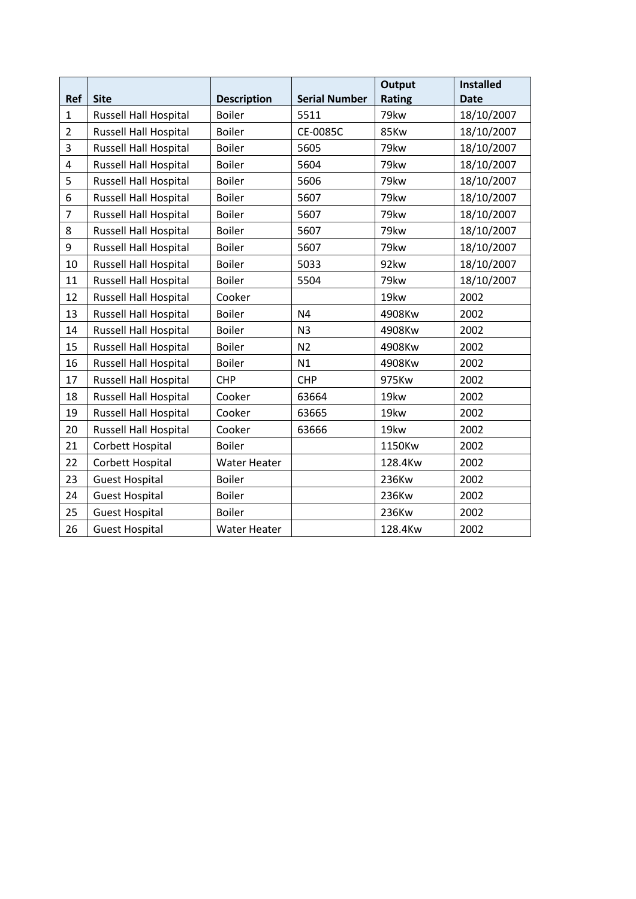| Ref | Site | Description | Serial Number | Output Rating | Installed Date |
|---|---|---|---|---|---|
| 1 | Russell Hall Hospital | Boiler | 5511 | 79kw | 18/10/2007 |
| 2 | Russell Hall Hospital | Boiler | CE-0085C | 85Kw | 18/10/2007 |
| 3 | Russell Hall Hospital | Boiler | 5605 | 79kw | 18/10/2007 |
| 4 | Russell Hall Hospital | Boiler | 5604 | 79kw | 18/10/2007 |
| 5 | Russell Hall Hospital | Boiler | 5606 | 79kw | 18/10/2007 |
| 6 | Russell Hall Hospital | Boiler | 5607 | 79kw | 18/10/2007 |
| 7 | Russell Hall Hospital | Boiler | 5607 | 79kw | 18/10/2007 |
| 8 | Russell Hall Hospital | Boiler | 5607 | 79kw | 18/10/2007 |
| 9 | Russell Hall Hospital | Boiler | 5607 | 79kw | 18/10/2007 |
| 10 | Russell Hall Hospital | Boiler | 5033 | 92kw | 18/10/2007 |
| 11 | Russell Hall Hospital | Boiler | 5504 | 79kw | 18/10/2007 |
| 12 | Russell Hall Hospital | Cooker | | 19kw | 2002 |
| 13 | Russell Hall Hospital | Boiler | N4 | 4908Kw | 2002 |
| 14 | Russell Hall Hospital | Boiler | N3 | 4908Kw | 2002 |
| 15 | Russell Hall Hospital | Boiler | N2 | 4908Kw | 2002 |
| 16 | Russell Hall Hospital | Boiler | N1 | 4908Kw | 2002 |
| 17 | Russell Hall Hospital | CHP | CHP | 975Kw | 2002 |
| 18 | Russell Hall Hospital | Cooker | 63664 | 19kw | 2002 |
| 19 | Russell Hall Hospital | Cooker | 63665 | 19kw | 2002 |
| 20 | Russell Hall Hospital | Cooker | 63666 | 19kw | 2002 |
| 21 | Corbett Hospital | Boiler | | 1150Kw | 2002 |
| 22 | Corbett Hospital | Water Heater | | 128.4Kw | 2002 |
| 23 | Guest Hospital | Boiler | | 236Kw | 2002 |
| 24 | Guest Hospital | Boiler | | 236Kw | 2002 |
| 25 | Guest Hospital | Boiler | | 236Kw | 2002 |
| 26 | Guest Hospital | Water Heater | | 128.4Kw | 2002 |